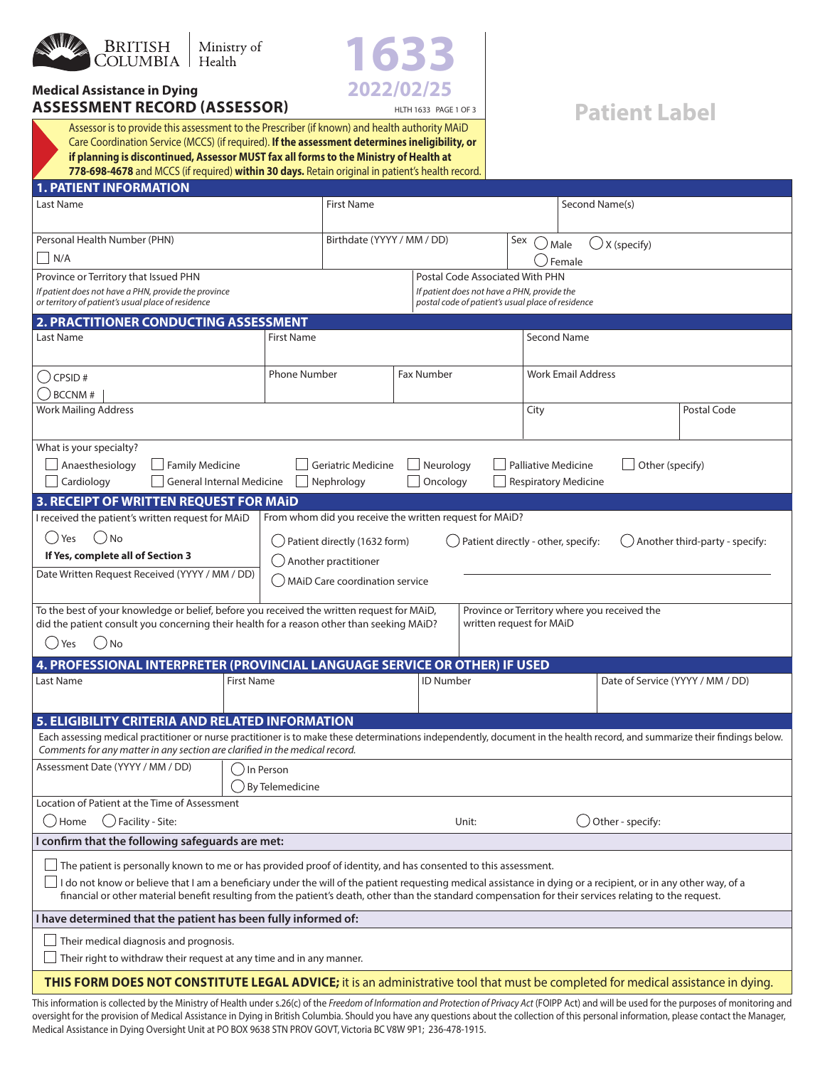BRITISH COLUMBIA | Ministry of Health

**1633**
**2022/02/25**

# Medical Assistance in Dying
## ASSESSMENT RECORD (ASSESSOR)

HLTH 1633 PAGE 1 OF 3

**Patient Label**

Assessor is to provide this assessment to the Prescriber (if known) and health authority MAiD Care Coordination Service (MCCS) (if required). **If the assessment determines ineligibility, or if planning is discontinued, Assessor MUST fax all forms to the Ministry of Health at 778-698-4678** and MCCS (if required) **within 30 days.** Retain original in patient's health record.

## 1. PATIENT INFORMATION

| Last Name | First Name | Second Name(s) |
|---|---|---|
| | | |

| Personal Health Number (PHN) | Birthdate (YYYY / MM / DD) | Sex |
|---|---|---|
| ☐ N/A | | ◯ Male ◯ Female ◯ X (specify) |

| Province or Territory that Issued PHN | Postal Code Associated With PHN |
|---|---|
| *If patient does not have a PHN, provide the province or territory of patient's usual place of residence* | *If patient does not have a PHN, provide the postal code of patient's usual place of residence* |

## 2. PRACTITIONER CONDUCTING ASSESSMENT

| Last Name | First Name | Second Name |
|---|---|---|
| | | |

| ◯ CPSID # / ◯ BCCNM # | Phone Number | Fax Number | Work Email Address |
|---|---|---|---|
| | | | |

| Work Mailing Address | City | Postal Code |
|---|---|---|
| | | |

What is your specialty?

☐ Anaesthesiology ☐ Family Medicine ☐ Geriatric Medicine ☐ Neurology ☐ Palliative Medicine ☐ Other (specify)
☐ Cardiology ☐ General Internal Medicine ☐ Nephrology ☐ Oncology ☐ Respiratory Medicine

## 3. RECEIPT OF WRITTEN REQUEST FOR MAiD

I received the patient's written request for MAiD
◯ Yes ◯ No
**If Yes, complete all of Section 3**

Date Written Request Received (YYYY / MM / DD)

From whom did you receive the written request for MAiD?
◯ Patient directly (1632 form) ◯ Patient directly - other, specify: ◯ Another third-party - specify:
◯ Another practitioner
◯ MAiD Care coordination service

To the best of your knowledge or belief, before you received the written request for MAiD, did the patient consult you concerning their health for a reason other than seeking MAiD?
◯ Yes ◯ No

Province or Territory where you received the written request for MAiD

## 4. PROFESSIONAL INTERPRETER (PROVINCIAL LANGUAGE SERVICE OR OTHER) IF USED

| Last Name | First Name | ID Number | Date of Service (YYYY / MM / DD) |
|---|---|---|---|
| | | | |

## 5. ELIGIBILITY CRITERIA AND RELATED INFORMATION

Each assessing medical practitioner or nurse practitioner is to make these determinations independently, document in the health record, and summarize their findings below. *Comments for any matter in any section are clarified in the medical record.*

Assessment Date (YYYY / MM / DD) ◯ In Person ◯ By Telemedicine

Location of Patient at the Time of Assessment
◯ Home ◯ Facility - Site: Unit: ◯ Other - specify:

**I confirm that the following safeguards are met:**

☐ The patient is personally known to me or has provided proof of identity, and has consented to this assessment.
☐ I do not know or believe that I am a beneficiary under the will of the patient requesting medical assistance in dying or a recipient, or in any other way, of a financial or other material benefit resulting from the patient's death, other than the standard compensation for their services relating to the request.

**I have determined that the patient has been fully informed of:**

☐ Their medical diagnosis and prognosis.
☐ Their right to withdraw their request at any time and in any manner.

**THIS FORM DOES NOT CONSTITUTE LEGAL ADVICE;** it is an administrative tool that must be completed for medical assistance in dying.

This information is collected by the Ministry of Health under s.26(c) of the *Freedom of Information and Protection of Privacy Act* (FOIPP Act) and will be used for the purposes of monitoring and oversight for the provision of Medical Assistance in Dying in British Columbia. Should you have any questions about the collection of this personal information, please contact the Manager, Medical Assistance in Dying Oversight Unit at PO BOX 9638 STN PROV GOVT, Victoria BC V8W 9P1; 236-478-1915.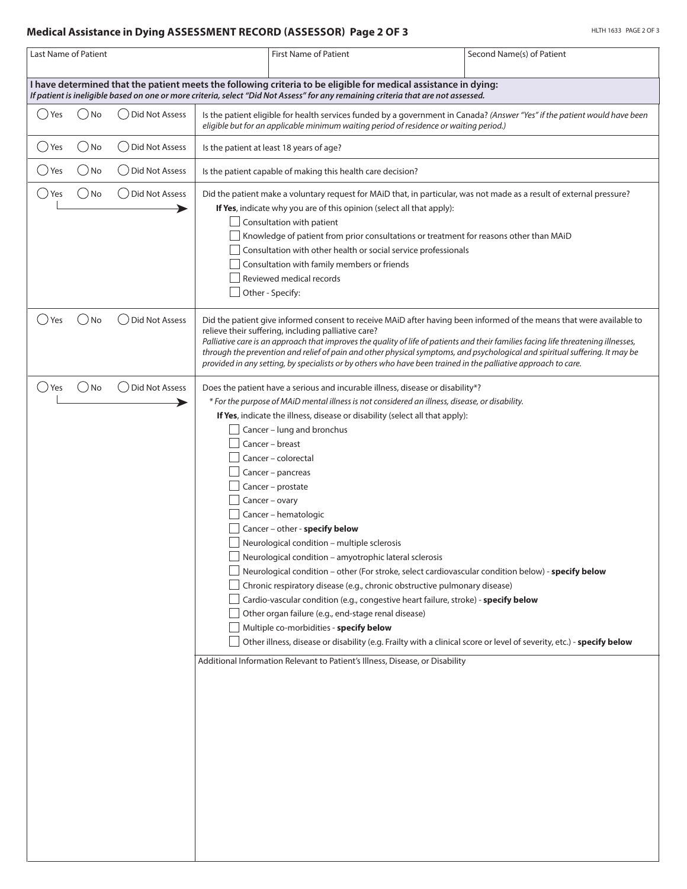## Medical Assistance in Dying ASSESSMENT RECORD (ASSESSOR) Page 2 OF 3

| Last Name of Patient | First Name of Patient | Second Name(s) of Patient |
| --- | --- | --- |
| | | |

**I have determined that the patient meets the following criteria to be eligible for medical assistance in dying:**
***If patient is ineligible based on one or more criteria, select "Did Not Assess" for any remaining criteria that are not assessed.***

◯ Yes ◯ No ◯ Did Not Assess — Is the patient eligible for health services funded by a government in Canada? *(Answer "Yes" if the patient would have been eligible but for an applicable minimum waiting period of residence or waiting period.)*

◯ Yes ◯ No ◯ Did Not Assess — Is the patient at least 18 years of age?

◯ Yes ◯ No ◯ Did Not Assess — Is the patient capable of making this health care decision?

◯ Yes ◯ No ◯ Did Not Assess — Did the patient make a voluntary request for MAiD that, in particular, was not made as a result of external pressure?

**If Yes**, indicate why you are of this opinion (select all that apply):

- ☐ Consultation with patient
- ☐ Knowledge of patient from prior consultations or treatment for reasons other than MAiD
- ☐ Consultation with other health or social service professionals
- ☐ Consultation with family members or friends
- ☐ Reviewed medical records
- ☐ Other - Specify:

◯ Yes ◯ No ◯ Did Not Assess — Did the patient give informed consent to receive MAiD after having been informed of the means that were available to relieve their suffering, including palliative care?
*Palliative care is an approach that improves the quality of life of patients and their families facing life threatening illnesses, through the prevention and relief of pain and other physical symptoms, and psychological and spiritual suffering. It may be provided in any setting, by specialists or by others who have been trained in the palliative approach to care.*

◯ Yes ◯ No ◯ Did Not Assess — Does the patient have a serious and incurable illness, disease or disability*?
*\* For the purpose of MAiD mental illness is not considered an illness, disease, or disability.*

**If Yes**, indicate the illness, disease or disability (select all that apply):

- ☐ Cancer – lung and bronchus
- ☐ Cancer – breast
- ☐ Cancer – colorectal
- ☐ Cancer – pancreas
- ☐ Cancer – prostate
- ☐ Cancer – ovary
- ☐ Cancer – hematologic
- ☐ Cancer – other - **specify below**
- ☐ Neurological condition – multiple sclerosis
- ☐ Neurological condition – amyotrophic lateral sclerosis
- ☐ Neurological condition – other (For stroke, select cardiovascular condition below) - **specify below**
- ☐ Chronic respiratory disease (e.g., chronic obstructive pulmonary disease)
- ☐ Cardio-vascular condition (e.g., congestive heart failure, stroke) - **specify below**
- ☐ Other organ failure (e.g., end-stage renal disease)
- ☐ Multiple co-morbidities - **specify below**
- ☐ Other illness, disease or disability (e.g. Frailty with a clinical score or level of severity, etc.) - **specify below**

Additional Information Relevant to Patient's Illness, Disease, or Disability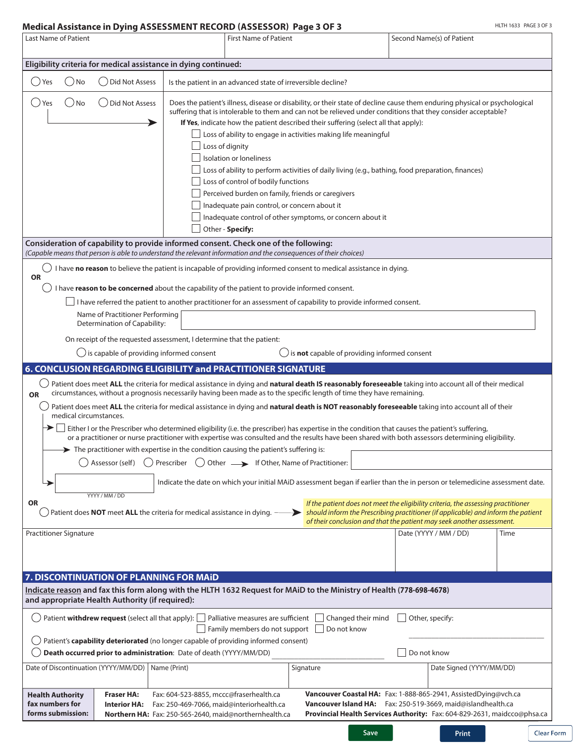## Medical Assistance in Dying ASSESSMENT RECORD (ASSESSOR) Page 3 OF 3

| Last Name of Patient | First Name of Patient | Second Name(s) of Patient |
|---|---|---|
| | | |

**Eligibility criteria for medical assistance in dying continued:**

◯ Yes ◯ No ◯ Did Not Assess — Is the patient in an advanced state of irreversible decline?

◯ Yes ◯ No ◯ Did Not Assess — Does the patient's illness, disease or disability, or their state of decline cause them enduring physical or psychological suffering that is intolerable to them and can not be relieved under conditions that they consider acceptable?

**If Yes**, indicate how the patient described their suffering (select all that apply):

- ☐ Loss of ability to engage in activities making life meaningful
- ☐ Loss of dignity
- ☐ Isolation or loneliness
- ☐ Loss of ability to perform activities of daily living (e.g., bathing, food preparation, finances)
- ☐ Loss of control of bodily functions
- ☐ Perceived burden on family, friends or caregivers
- ☐ Inadequate pain control, or concern about it
- ☐ Inadequate control of other symptoms, or concern about it
- ☐ Other - **Specify:**

**Consideration of capability to provide informed consent. Check one of the following:**
*(Capable means that person is able to understand the relevant information and the consequences of their choices)*

◯ I have **no reason** to believe the patient is incapable of providing informed consent to medical assistance in dying.

**OR**

◯ I have **reason to be concerned** about the capability of the patient to provide informed consent.

☐ I have referred the patient to another practitioner for an assessment of capability to provide informed consent.

Name of Practitioner Performing Determination of Capability:

On receipt of the requested assessment, I determine that the patient:

◯ is capable of providing informed consent ◯ is **not** capable of providing informed consent

## 6. CONCLUSION REGARDING ELIGIBILITY and PRACTITIONER SIGNATURE

◯ Patient does meet **ALL** the criteria for medical assistance in dying and **natural death IS reasonably foreseeable** taking into account all of their medical circumstances, without a prognosis necessarily having been made as to the specific length of time they have remaining.

**OR**

◯ Patient does meet **ALL** the criteria for medical assistance in dying and **natural death is NOT reasonably foreseeable** taking into account all of their medical circumstances.

☐ Either I or the Prescriber who determined eligibility (i.e. the prescriber) has expertise in the condition that causes the patient's suffering, or a practitioner or nurse practitioner with expertise was consulted and the results have been shared with both assessors determining eligibility.

The practitioner with expertise in the condition causing the patient's suffering is:

◯ Assessor (self) ◯ Prescriber ◯ Other → If Other, Name of Practitioner:

YYYY / MM / DD — Indicate the date on which your initial MAiD assessment began if earlier than the in person or telemedicine assessment date.

**OR**

◯ Patient does **NOT** meet **ALL** the criteria for medical assistance in dying. → *If the patient does not meet the eligibility criteria, the assessing practitioner should inform the Prescribing practitioner (if applicable) and inform the patient of their conclusion and that the patient may seek another assessment.*

| Practitioner Signature | Date (YYYY / MM / DD) | Time |
|---|---|---|
| | | |

## 7. DISCONTINUATION OF PLANNING FOR MAiD

**Indicate reason and fax this form along with the HLTH 1632 Request for MAiD to the Ministry of Health (778-698-4678) and appropriate Health Authority (if required):**

◯ Patient **withdrew request** (select all that apply): ☐ Palliative measures are sufficient ☐ Changed their mind ☐ Other, specify: ☐ Family members do not support ☐ Do not know

◯ Patient's **capability deteriorated** (no longer capable of providing informed consent)

◯ **Death occurred prior to administration**: Date of death (YYYY/MM/DD) ☐ Do not know

| Date of Discontinuation (YYYY/MM/DD) | Name (Print) | Signature | Date Signed (YYYY/MM/DD) |
|---|---|---|---|
| | | | |

| | | |
|---|---|---|
| **Health Authority fax numbers for forms submission:** | **Fraser HA:** Fax: 604-523-8855, mccc@fraserhealth.ca<br>**Interior HA:** Fax: 250-469-7066, maid@interiorhealth.ca<br>**Northern HA:** Fax: 250-565-2640, maid@northernhealth.ca | **Vancouver Coastal HA:** Fax: 1-888-865-2941, AssistedDying@vch.ca<br>**Vancouver Island HA:** Fax: 250-519-3669, maid@islandhealth.ca<br>**Provincial Health Services Authority:** Fax: 604-829-2631, maidcco@phsa.ca |

Save Print Clear Form